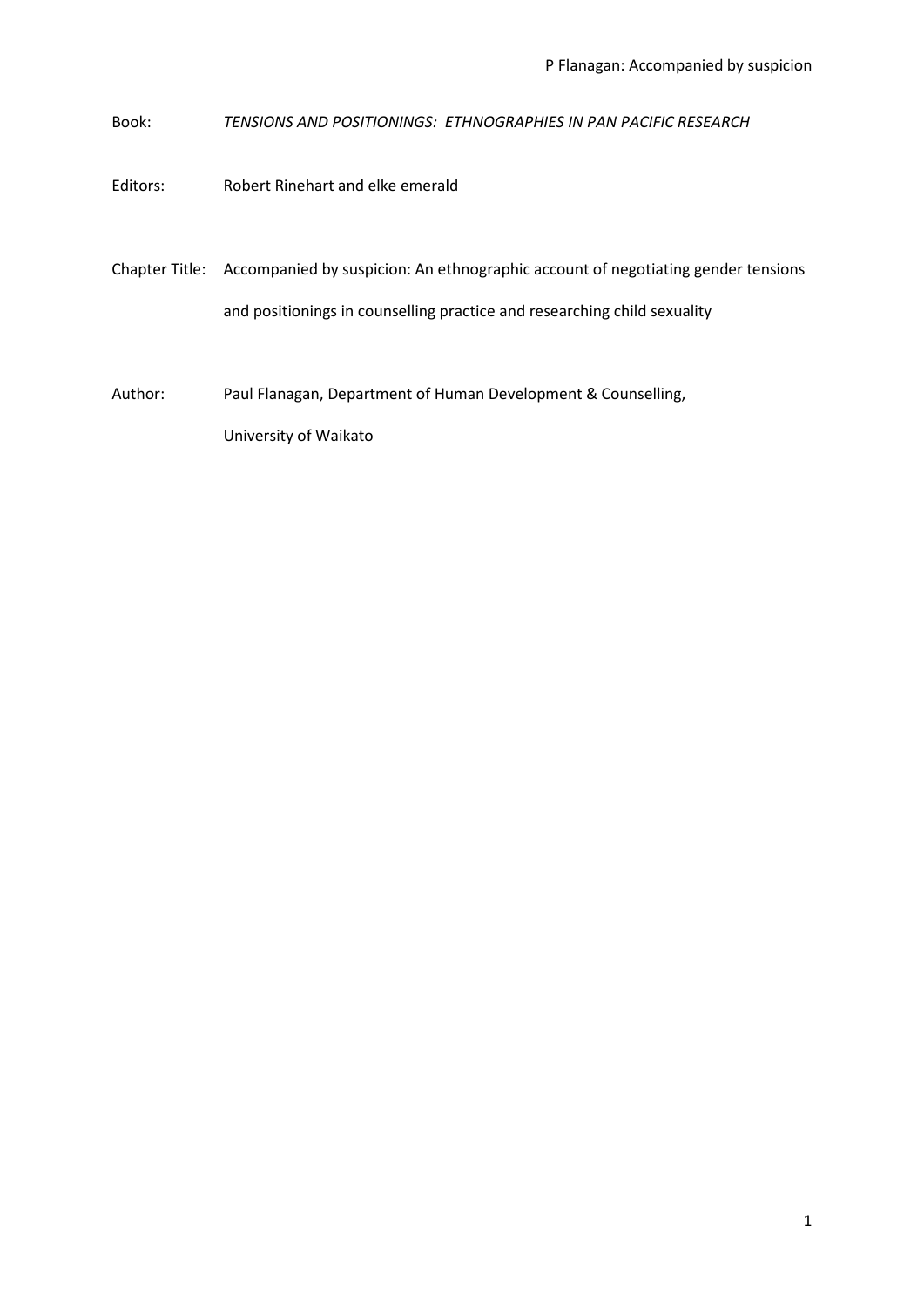Book: *TENSIONS AND POSITIONINGS: ETHNOGRAPHIES IN PAN PACIFIC RESEARCH*

Editors: Robert Rinehart and elke emerald

Chapter Title: Accompanied by suspicion: An ethnographic account of negotiating gender tensions and positionings in counselling practice and researching child sexuality

Author: Paul Flanagan, Department of Human Development & Counselling, University of Waikato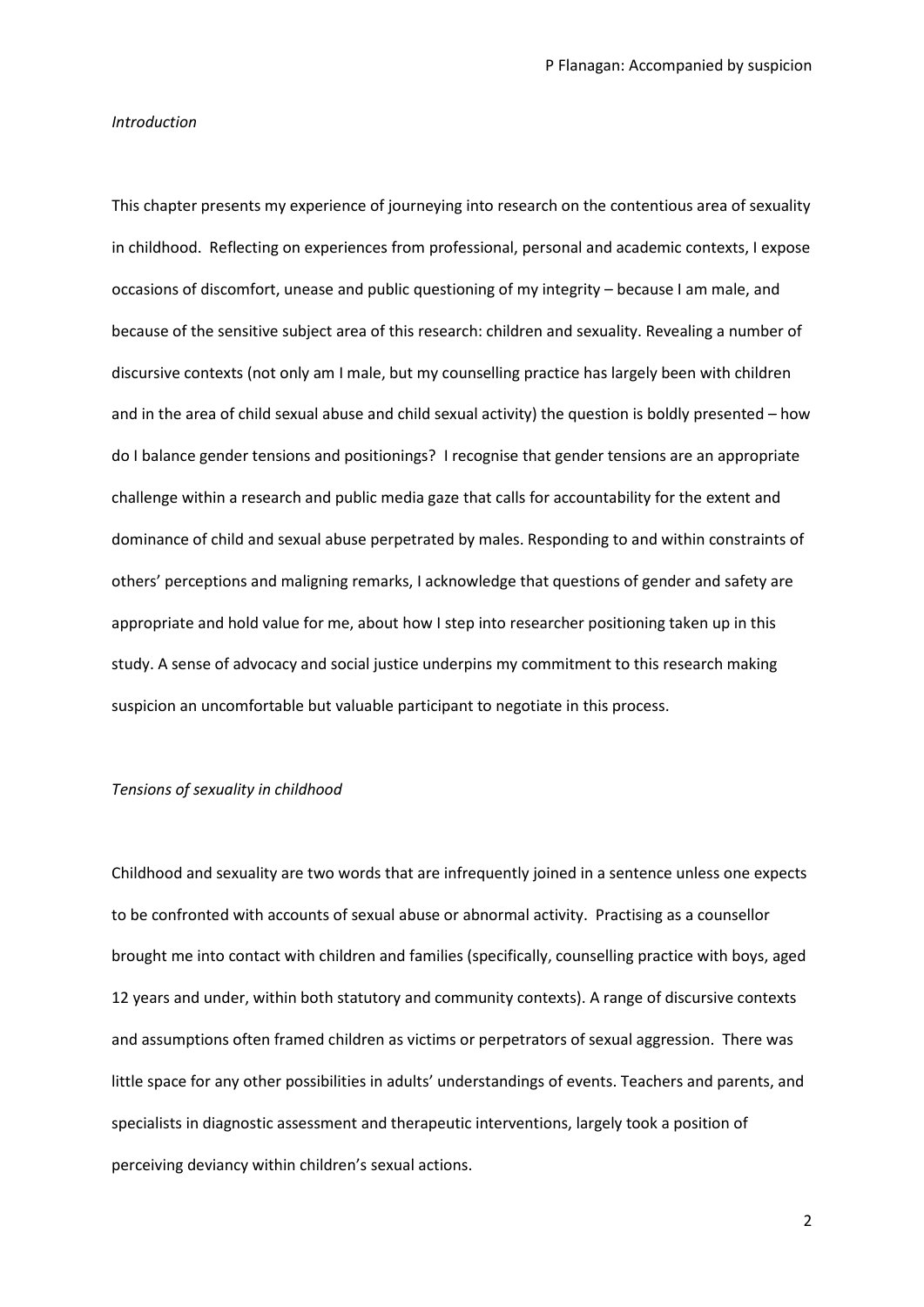*Introduction*

This chapter presents my experience of journeying into research on the contentious area of sexuality in childhood. Reflecting on experiences from professional, personal and academic contexts, I expose occasions of discomfort, unease and public questioning of my integrity – because I am male, and because of the sensitive subject area of this research: children and sexuality. Revealing a number of discursive contexts (not only am I male, but my counselling practice has largely been with children and in the area of child sexual abuse and child sexual activity) the question is boldly presented – how do I balance gender tensions and positionings? I recognise that gender tensions are an appropriate challenge within a research and public media gaze that calls for accountability for the extent and dominance of child and sexual abuse perpetrated by males. Responding to and within constraints of others' perceptions and maligning remarks, I acknowledge that questions of gender and safety are appropriate and hold value for me, about how I step into researcher positioning taken up in this study. A sense of advocacy and social justice underpins my commitment to this research making suspicion an uncomfortable but valuable participant to negotiate in this process.

*Tensions of sexuality in childhood*

Childhood and sexuality are two words that are infrequently joined in a sentence unless one expects to be confronted with accounts of sexual abuse or abnormal activity. Practising as a counsellor brought me into contact with children and families (specifically, counselling practice with boys, aged 12 years and under, within both statutory and community contexts). A range of discursive contexts and assumptions often framed children as victims or perpetrators of sexual aggression. There was little space for any other possibilities in adults' understandings of events. Teachers and parents, and specialists in diagnostic assessment and therapeutic interventions, largely took a position of perceiving deviancy within children's sexual actions.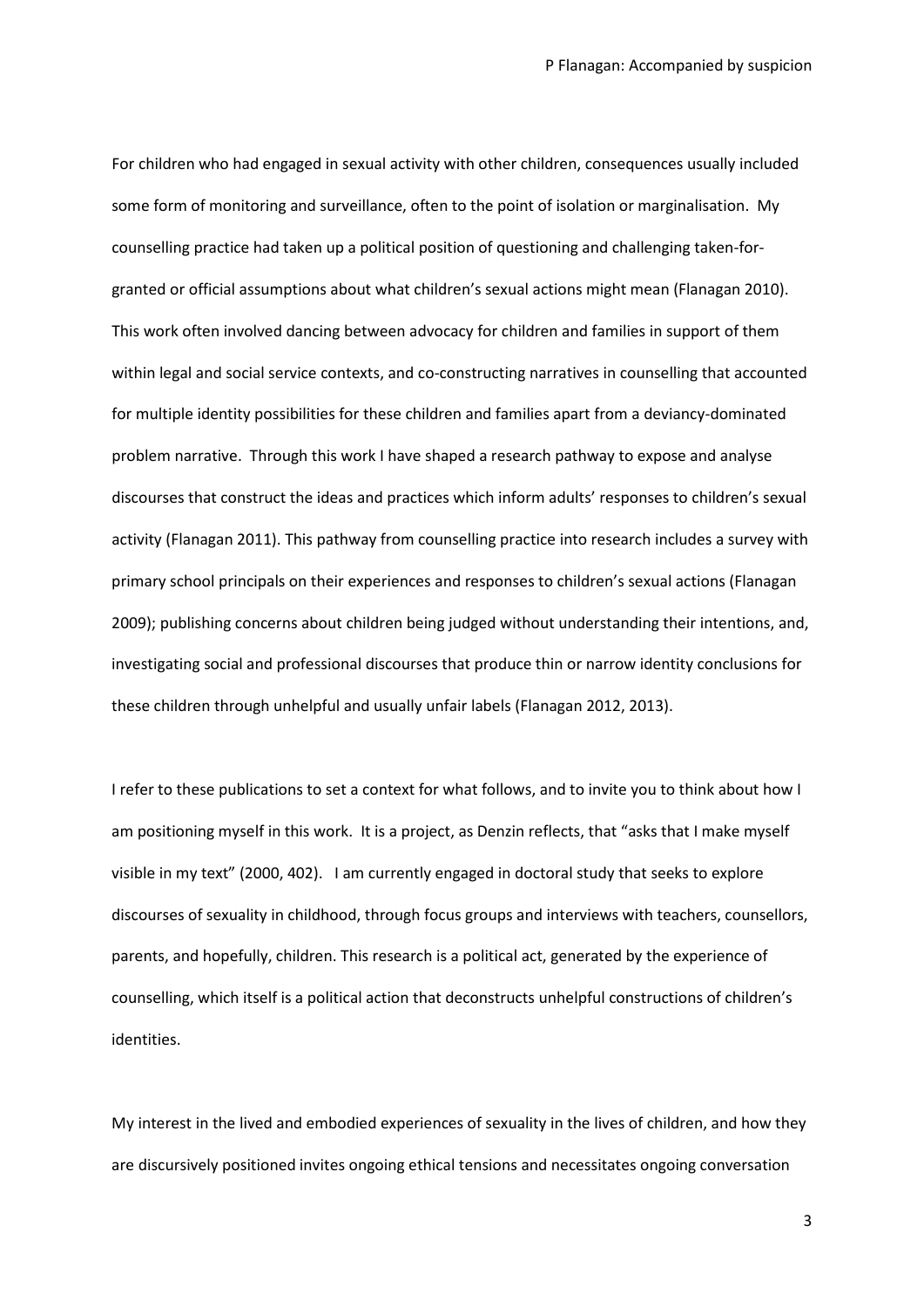For children who had engaged in sexual activity with other children, consequences usually included some form of monitoring and surveillance, often to the point of isolation or marginalisation. My counselling practice had taken up a political position of questioning and challenging taken-for-granted or official assumptions about what children's sexual actions might mean (Flanagan 2010). This work often involved dancing between advocacy for children and families in support of them within legal and social service contexts, and co-constructing narratives in counselling that accounted for multiple identity possibilities for these children and families apart from a deviancy-dominated problem narrative. Through this work I have shaped a research pathway to expose and analyse discourses that construct the ideas and practices which inform adults' responses to children's sexual activity (Flanagan 2011). This pathway from counselling practice into research includes a survey with primary school principals on their experiences and responses to children's sexual actions (Flanagan 2009); publishing concerns about children being judged without understanding their intentions, and, investigating social and professional discourses that produce thin or narrow identity conclusions for these children through unhelpful and usually unfair labels (Flanagan 2012, 2013).

I refer to these publications to set a context for what follows, and to invite you to think about how I am positioning myself in this work. It is a project, as Denzin reflects, that "asks that I make myself visible in my text" (2000, 402). I am currently engaged in doctoral study that seeks to explore discourses of sexuality in childhood, through focus groups and interviews with teachers, counsellors, parents, and hopefully, children. This research is a political act, generated by the experience of counselling, which itself is a political action that deconstructs unhelpful constructions of children's identities.

My interest in the lived and embodied experiences of sexuality in the lives of children, and how they are discursively positioned invites ongoing ethical tensions and necessitates ongoing conversation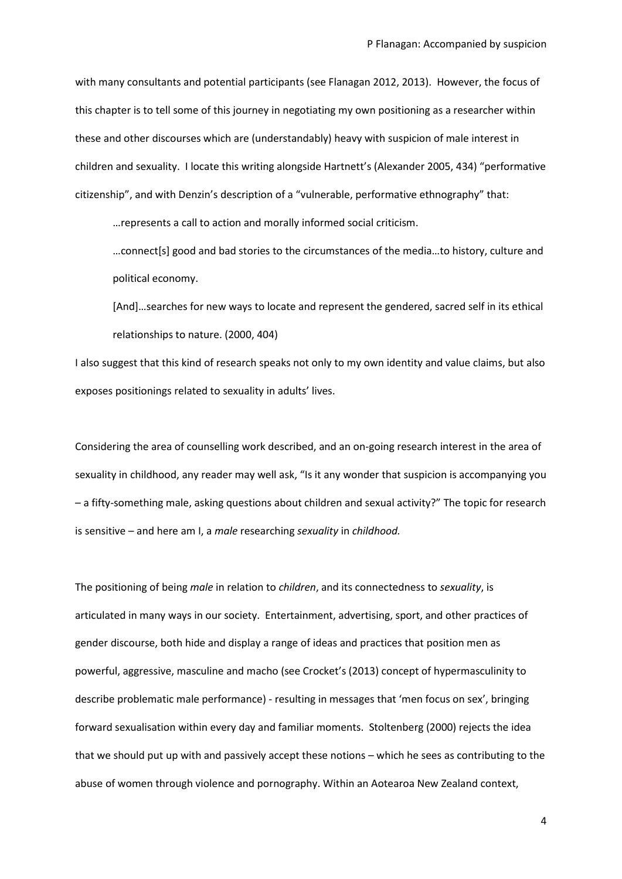with many consultants and potential participants (see Flanagan 2012, 2013). However, the focus of this chapter is to tell some of this journey in negotiating my own positioning as a researcher within these and other discourses which are (understandably) heavy with suspicion of male interest in children and sexuality. I locate this writing alongside Hartnett's (Alexander 2005, 434) "performative citizenship", and with Denzin's description of a "vulnerable, performative ethnography" that:

> …represents a call to action and morally informed social criticism.
>
> …connect[s] good and bad stories to the circumstances of the media…to history, culture and political economy.
>
> [And]…searches for new ways to locate and represent the gendered, sacred self in its ethical relationships to nature. (2000, 404)

I also suggest that this kind of research speaks not only to my own identity and value claims, but also exposes positionings related to sexuality in adults' lives.

Considering the area of counselling work described, and an on-going research interest in the area of sexuality in childhood, any reader may well ask, "Is it any wonder that suspicion is accompanying you – a fifty-something male, asking questions about children and sexual activity?" The topic for research is sensitive – and here am I, a *male* researching *sexuality* in *childhood.*

The positioning of being *male* in relation to *children*, and its connectedness to *sexuality*, is articulated in many ways in our society. Entertainment, advertising, sport, and other practices of gender discourse, both hide and display a range of ideas and practices that position men as powerful, aggressive, masculine and macho (see Crocket's (2013) concept of hypermasculinity to describe problematic male performance) - resulting in messages that 'men focus on sex', bringing forward sexualisation within every day and familiar moments. Stoltenberg (2000) rejects the idea that we should put up with and passively accept these notions – which he sees as contributing to the abuse of women through violence and pornography. Within an Aotearoa New Zealand context,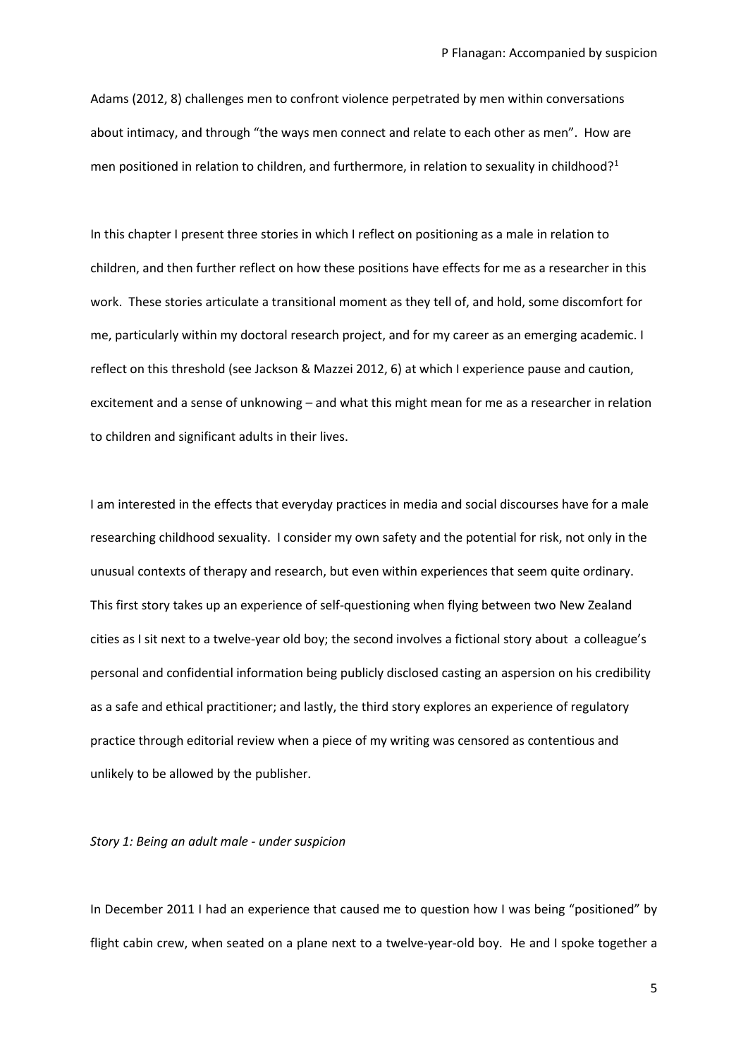Adams (2012, 8) challenges men to confront violence perpetrated by men within conversations about intimacy, and through "the ways men connect and relate to each other as men". How are men positioned in relation to children, and furthermore, in relation to sexuality in childhood?[1]

In this chapter I present three stories in which I reflect on positioning as a male in relation to children, and then further reflect on how these positions have effects for me as a researcher in this work. These stories articulate a transitional moment as they tell of, and hold, some discomfort for me, particularly within my doctoral research project, and for my career as an emerging academic. I reflect on this threshold (see Jackson & Mazzei 2012, 6) at which I experience pause and caution, excitement and a sense of unknowing – and what this might mean for me as a researcher in relation to children and significant adults in their lives.

I am interested in the effects that everyday practices in media and social discourses have for a male researching childhood sexuality. I consider my own safety and the potential for risk, not only in the unusual contexts of therapy and research, but even within experiences that seem quite ordinary. This first story takes up an experience of self-questioning when flying between two New Zealand cities as I sit next to a twelve-year old boy; the second involves a fictional story about a colleague's personal and confidential information being publicly disclosed casting an aspersion on his credibility as a safe and ethical practitioner; and lastly, the third story explores an experience of regulatory practice through editorial review when a piece of my writing was censored as contentious and unlikely to be allowed by the publisher.

*Story 1: Being an adult male - under suspicion*

In December 2011 I had an experience that caused me to question how I was being "positioned" by flight cabin crew, when seated on a plane next to a twelve-year-old boy. He and I spoke together a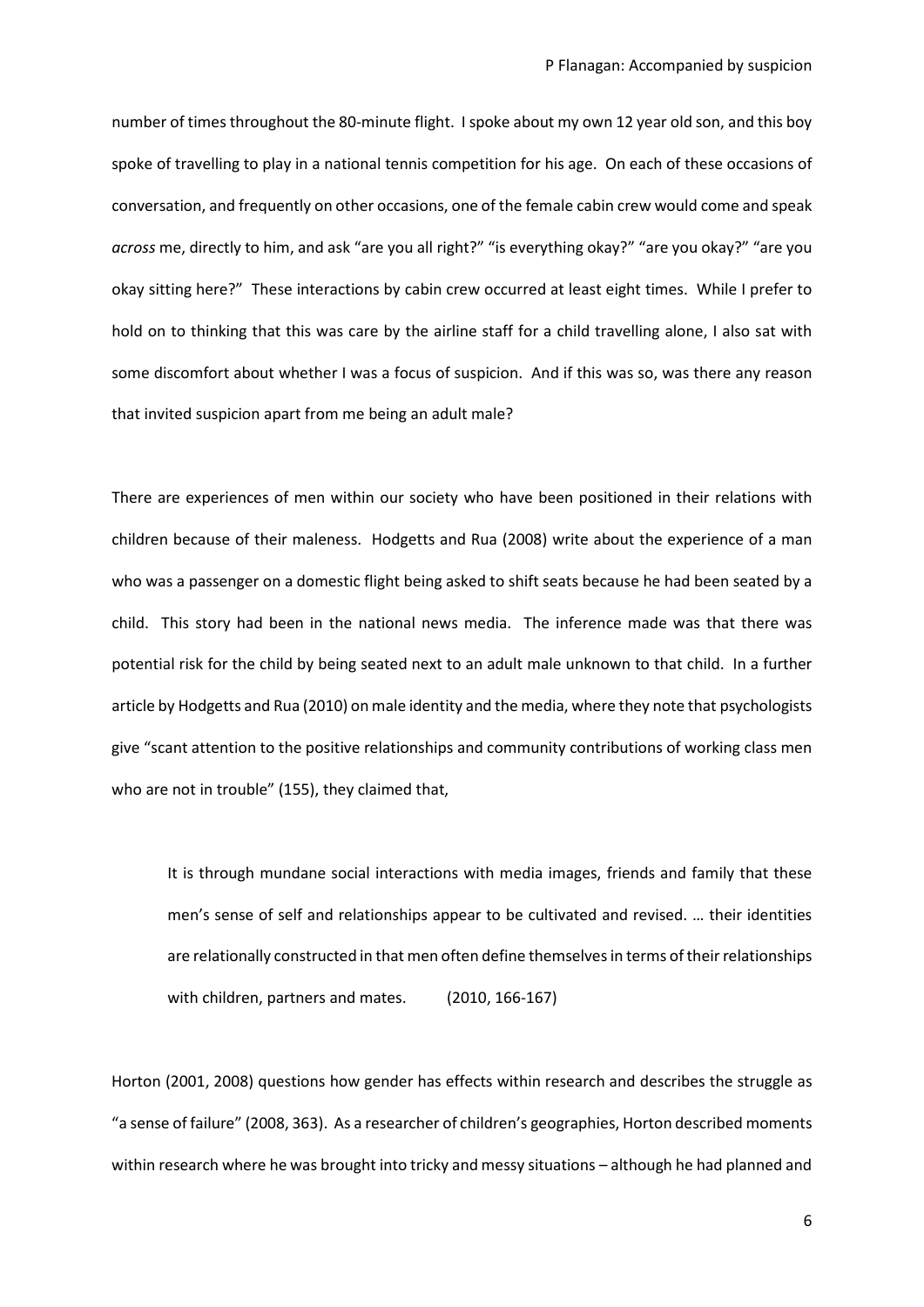number of times throughout the 80-minute flight. I spoke about my own 12 year old son, and this boy spoke of travelling to play in a national tennis competition for his age. On each of these occasions of conversation, and frequently on other occasions, one of the female cabin crew would come and speak *across* me, directly to him, and ask "are you all right?" "is everything okay?" "are you okay?" "are you okay sitting here?" These interactions by cabin crew occurred at least eight times. While I prefer to hold on to thinking that this was care by the airline staff for a child travelling alone, I also sat with some discomfort about whether I was a focus of suspicion. And if this was so, was there any reason that invited suspicion apart from me being an adult male?

There are experiences of men within our society who have been positioned in their relations with children because of their maleness. Hodgetts and Rua (2008) write about the experience of a man who was a passenger on a domestic flight being asked to shift seats because he had been seated by a child. This story had been in the national news media. The inference made was that there was potential risk for the child by being seated next to an adult male unknown to that child. In a further article by Hodgetts and Rua (2010) on male identity and the media, where they note that psychologists give "scant attention to the positive relationships and community contributions of working class men who are not in trouble" (155), they claimed that,

> It is through mundane social interactions with media images, friends and family that these men's sense of self and relationships appear to be cultivated and revised. … their identities are relationally constructed in that men often define themselves in terms of their relationships with children, partners and mates. (2010, 166-167)

Horton (2001, 2008) questions how gender has effects within research and describes the struggle as "a sense of failure" (2008, 363). As a researcher of children's geographies, Horton described moments within research where he was brought into tricky and messy situations – although he had planned and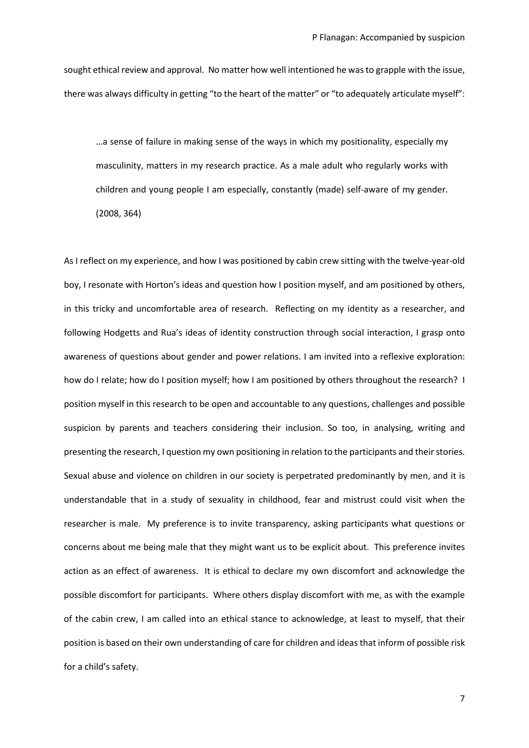sought ethical review and approval. No matter how well intentioned he was to grapple with the issue, there was always difficulty in getting "to the heart of the matter" or "to adequately articulate myself":

> …a sense of failure in making sense of the ways in which my positionality, especially my masculinity, matters in my research practice. As a male adult who regularly works with children and young people I am especially, constantly (made) self-aware of my gender. (2008, 364)

As I reflect on my experience, and how I was positioned by cabin crew sitting with the twelve-year-old boy, I resonate with Horton's ideas and question how I position myself, and am positioned by others, in this tricky and uncomfortable area of research. Reflecting on my identity as a researcher, and following Hodgetts and Rua's ideas of identity construction through social interaction, I grasp onto awareness of questions about gender and power relations. I am invited into a reflexive exploration: how do I relate; how do I position myself; how I am positioned by others throughout the research? I position myself in this research to be open and accountable to any questions, challenges and possible suspicion by parents and teachers considering their inclusion. So too, in analysing, writing and presenting the research, I question my own positioning in relation to the participants and their stories. Sexual abuse and violence on children in our society is perpetrated predominantly by men, and it is understandable that in a study of sexuality in childhood, fear and mistrust could visit when the researcher is male. My preference is to invite transparency, asking participants what questions or concerns about me being male that they might want us to be explicit about. This preference invites action as an effect of awareness. It is ethical to declare my own discomfort and acknowledge the possible discomfort for participants. Where others display discomfort with me, as with the example of the cabin crew, I am called into an ethical stance to acknowledge, at least to myself, that their position is based on their own understanding of care for children and ideas that inform of possible risk for a child's safety.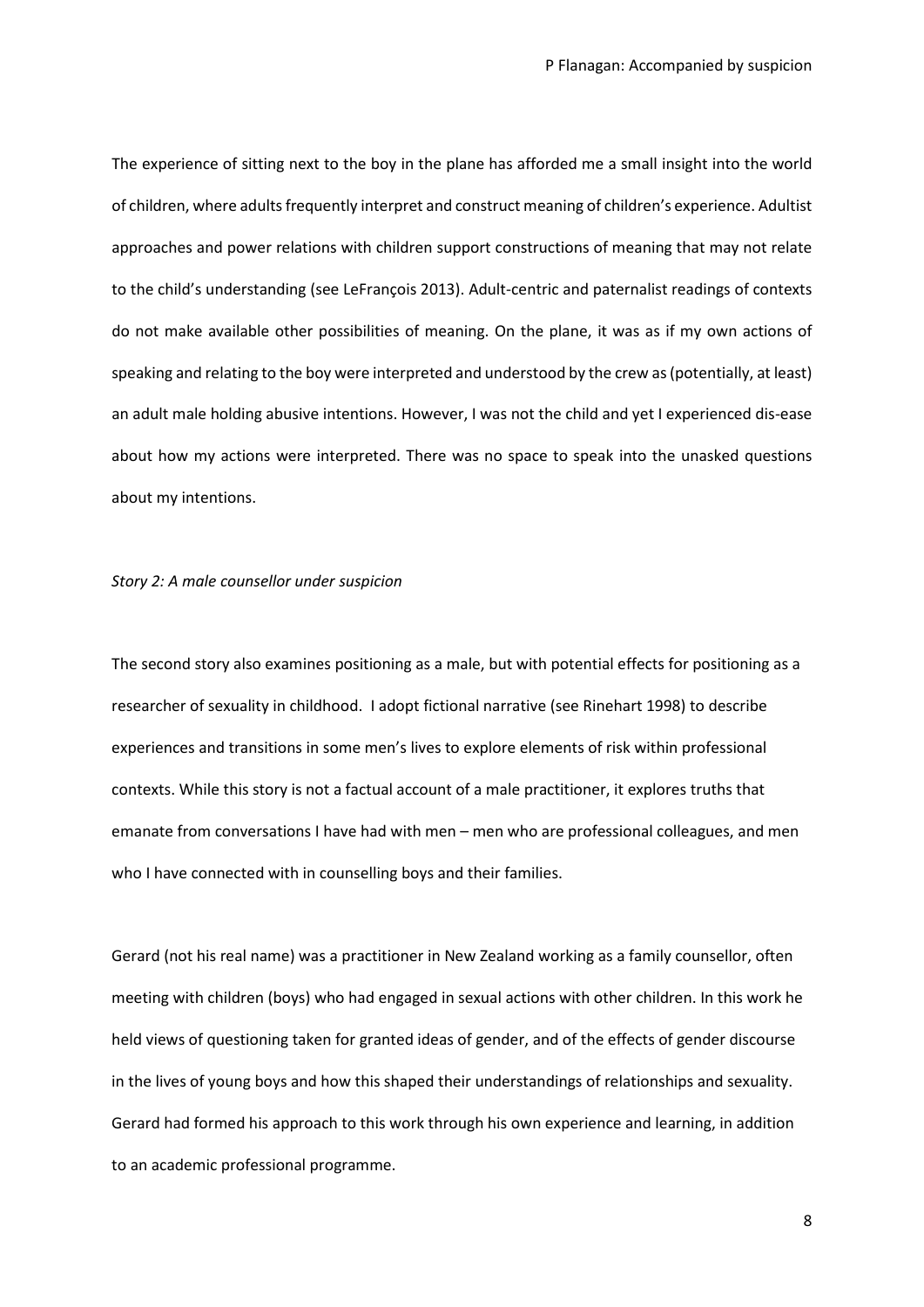The experience of sitting next to the boy in the plane has afforded me a small insight into the world of children, where adults frequently interpret and construct meaning of children's experience. Adultist approaches and power relations with children support constructions of meaning that may not relate to the child's understanding (see LeFrançois 2013). Adult-centric and paternalist readings of contexts do not make available other possibilities of meaning. On the plane, it was as if my own actions of speaking and relating to the boy were interpreted and understood by the crew as (potentially, at least) an adult male holding abusive intentions. However, I was not the child and yet I experienced dis-ease about how my actions were interpreted. There was no space to speak into the unasked questions about my intentions.

*Story 2: A male counsellor under suspicion*

The second story also examines positioning as a male, but with potential effects for positioning as a researcher of sexuality in childhood. I adopt fictional narrative (see Rinehart 1998) to describe experiences and transitions in some men's lives to explore elements of risk within professional contexts. While this story is not a factual account of a male practitioner, it explores truths that emanate from conversations I have had with men – men who are professional colleagues, and men who I have connected with in counselling boys and their families.

Gerard (not his real name) was a practitioner in New Zealand working as a family counsellor, often meeting with children (boys) who had engaged in sexual actions with other children. In this work he held views of questioning taken for granted ideas of gender, and of the effects of gender discourse in the lives of young boys and how this shaped their understandings of relationships and sexuality. Gerard had formed his approach to this work through his own experience and learning, in addition to an academic professional programme.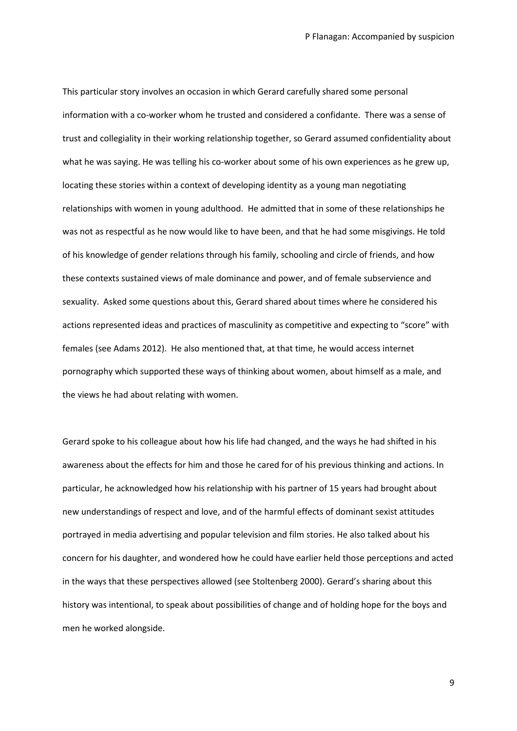This particular story involves an occasion in which Gerard carefully shared some personal information with a co-worker whom he trusted and considered a confidante. There was a sense of trust and collegiality in their working relationship together, so Gerard assumed confidentiality about what he was saying. He was telling his co-worker about some of his own experiences as he grew up, locating these stories within a context of developing identity as a young man negotiating relationships with women in young adulthood. He admitted that in some of these relationships he was not as respectful as he now would like to have been, and that he had some misgivings. He told of his knowledge of gender relations through his family, schooling and circle of friends, and how these contexts sustained views of male dominance and power, and of female subservience and sexuality. Asked some questions about this, Gerard shared about times where he considered his actions represented ideas and practices of masculinity as competitive and expecting to "score" with females (see Adams 2012). He also mentioned that, at that time, he would access internet pornography which supported these ways of thinking about women, about himself as a male, and the views he had about relating with women.

Gerard spoke to his colleague about how his life had changed, and the ways he had shifted in his awareness about the effects for him and those he cared for of his previous thinking and actions. In particular, he acknowledged how his relationship with his partner of 15 years had brought about new understandings of respect and love, and of the harmful effects of dominant sexist attitudes portrayed in media advertising and popular television and film stories. He also talked about his concern for his daughter, and wondered how he could have earlier held those perceptions and acted in the ways that these perspectives allowed (see Stoltenberg 2000). Gerard's sharing about this history was intentional, to speak about possibilities of change and of holding hope for the boys and men he worked alongside.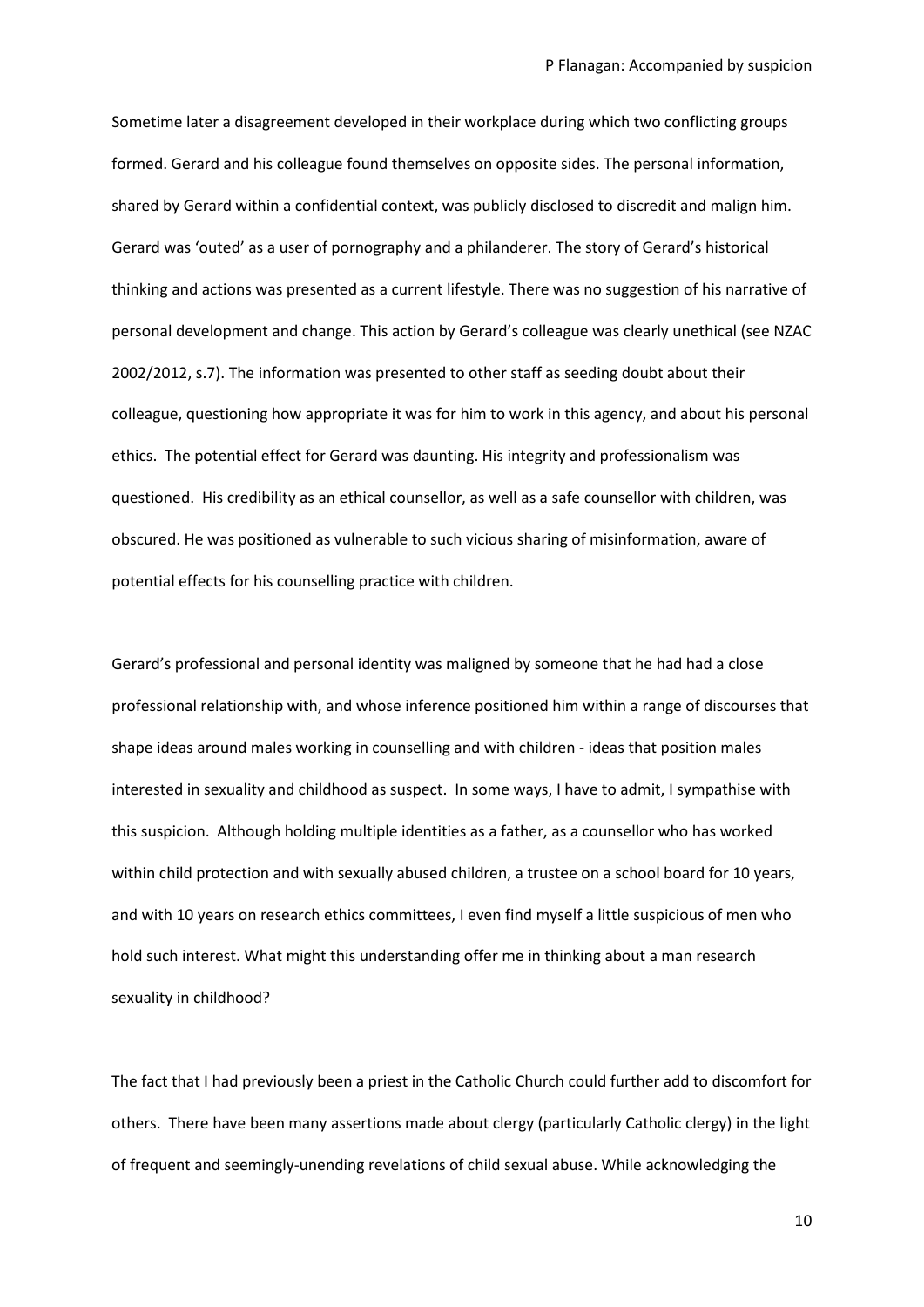Sometime later a disagreement developed in their workplace during which two conflicting groups formed. Gerard and his colleague found themselves on opposite sides. The personal information, shared by Gerard within a confidential context, was publicly disclosed to discredit and malign him. Gerard was 'outed' as a user of pornography and a philanderer. The story of Gerard's historical thinking and actions was presented as a current lifestyle. There was no suggestion of his narrative of personal development and change. This action by Gerard's colleague was clearly unethical (see NZAC 2002/2012, s.7). The information was presented to other staff as seeding doubt about their colleague, questioning how appropriate it was for him to work in this agency, and about his personal ethics. The potential effect for Gerard was daunting. His integrity and professionalism was questioned. His credibility as an ethical counsellor, as well as a safe counsellor with children, was obscured. He was positioned as vulnerable to such vicious sharing of misinformation, aware of potential effects for his counselling practice with children.

Gerard's professional and personal identity was maligned by someone that he had had a close professional relationship with, and whose inference positioned him within a range of discourses that shape ideas around males working in counselling and with children - ideas that position males interested in sexuality and childhood as suspect. In some ways, I have to admit, I sympathise with this suspicion. Although holding multiple identities as a father, as a counsellor who has worked within child protection and with sexually abused children, a trustee on a school board for 10 years, and with 10 years on research ethics committees, I even find myself a little suspicious of men who hold such interest. What might this understanding offer me in thinking about a man research sexuality in childhood?

The fact that I had previously been a priest in the Catholic Church could further add to discomfort for others. There have been many assertions made about clergy (particularly Catholic clergy) in the light of frequent and seemingly-unending revelations of child sexual abuse. While acknowledging the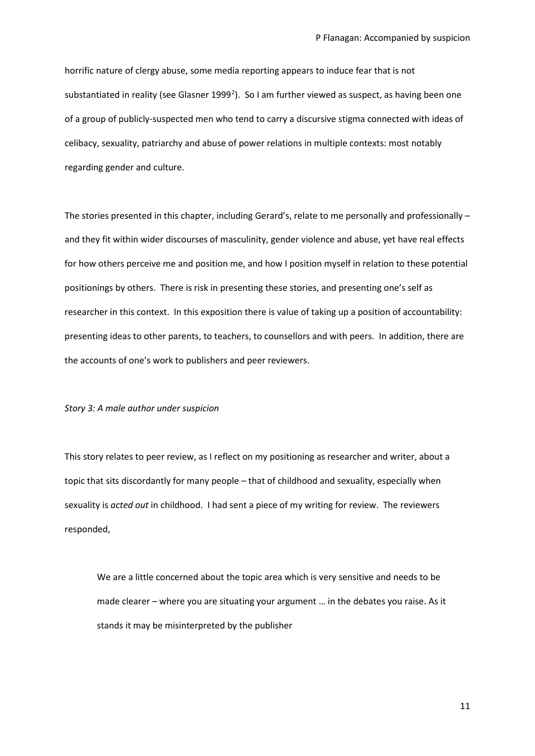horrific nature of clergy abuse, some media reporting appears to induce fear that is not substantiated in reality (see Glasner 1999[2]). So I am further viewed as suspect, as having been one of a group of publicly-suspected men who tend to carry a discursive stigma connected with ideas of celibacy, sexuality, patriarchy and abuse of power relations in multiple contexts: most notably regarding gender and culture.

The stories presented in this chapter, including Gerard's, relate to me personally and professionally – and they fit within wider discourses of masculinity, gender violence and abuse, yet have real effects for how others perceive me and position me, and how I position myself in relation to these potential positionings by others. There is risk in presenting these stories, and presenting one's self as researcher in this context. In this exposition there is value of taking up a position of accountability: presenting ideas to other parents, to teachers, to counsellors and with peers. In addition, there are the accounts of one's work to publishers and peer reviewers.

*Story 3: A male author under suspicion*

This story relates to peer review, as I reflect on my positioning as researcher and writer, about a topic that sits discordantly for many people – that of childhood and sexuality, especially when sexuality is *acted out* in childhood. I had sent a piece of my writing for review. The reviewers responded,

> We are a little concerned about the topic area which is very sensitive and needs to be made clearer – where you are situating your argument … in the debates you raise. As it stands it may be misinterpreted by the publisher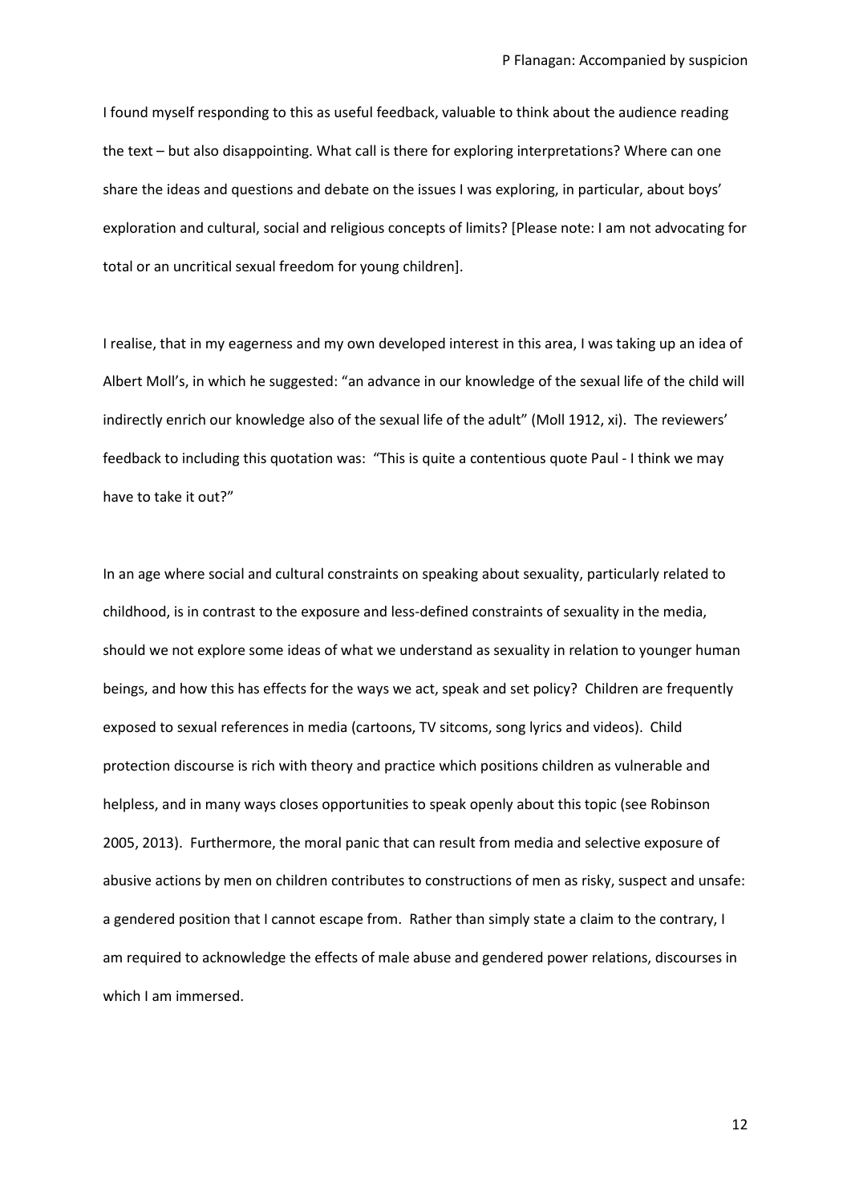I found myself responding to this as useful feedback, valuable to think about the audience reading the text – but also disappointing. What call is there for exploring interpretations? Where can one share the ideas and questions and debate on the issues I was exploring, in particular, about boys' exploration and cultural, social and religious concepts of limits? [Please note: I am not advocating for total or an uncritical sexual freedom for young children].

I realise, that in my eagerness and my own developed interest in this area, I was taking up an idea of Albert Moll's, in which he suggested: "an advance in our knowledge of the sexual life of the child will indirectly enrich our knowledge also of the sexual life of the adult" (Moll 1912, xi). The reviewers' feedback to including this quotation was: "This is quite a contentious quote Paul - I think we may have to take it out?"

In an age where social and cultural constraints on speaking about sexuality, particularly related to childhood, is in contrast to the exposure and less-defined constraints of sexuality in the media, should we not explore some ideas of what we understand as sexuality in relation to younger human beings, and how this has effects for the ways we act, speak and set policy? Children are frequently exposed to sexual references in media (cartoons, TV sitcoms, song lyrics and videos). Child protection discourse is rich with theory and practice which positions children as vulnerable and helpless, and in many ways closes opportunities to speak openly about this topic (see Robinson 2005, 2013). Furthermore, the moral panic that can result from media and selective exposure of abusive actions by men on children contributes to constructions of men as risky, suspect and unsafe: a gendered position that I cannot escape from. Rather than simply state a claim to the contrary, I am required to acknowledge the effects of male abuse and gendered power relations, discourses in which I am immersed.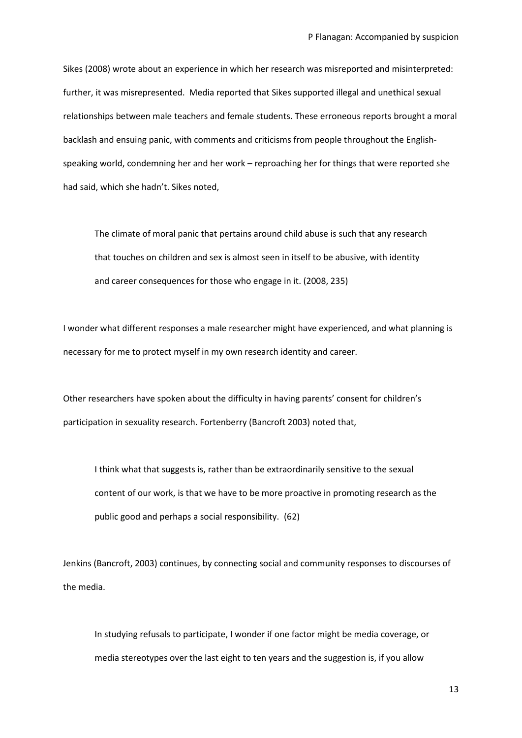Sikes (2008) wrote about an experience in which her research was misreported and misinterpreted: further, it was misrepresented. Media reported that Sikes supported illegal and unethical sexual relationships between male teachers and female students. These erroneous reports brought a moral backlash and ensuing panic, with comments and criticisms from people throughout the English-speaking world, condemning her and her work – reproaching her for things that were reported she had said, which she hadn't. Sikes noted,

> The climate of moral panic that pertains around child abuse is such that any research that touches on children and sex is almost seen in itself to be abusive, with identity and career consequences for those who engage in it. (2008, 235)

I wonder what different responses a male researcher might have experienced, and what planning is necessary for me to protect myself in my own research identity and career.

Other researchers have spoken about the difficulty in having parents' consent for children's participation in sexuality research. Fortenberry (Bancroft 2003) noted that,

> I think what that suggests is, rather than be extraordinarily sensitive to the sexual content of our work, is that we have to be more proactive in promoting research as the public good and perhaps a social responsibility. (62)

Jenkins (Bancroft, 2003) continues, by connecting social and community responses to discourses of the media.

> In studying refusals to participate, I wonder if one factor might be media coverage, or media stereotypes over the last eight to ten years and the suggestion is, if you allow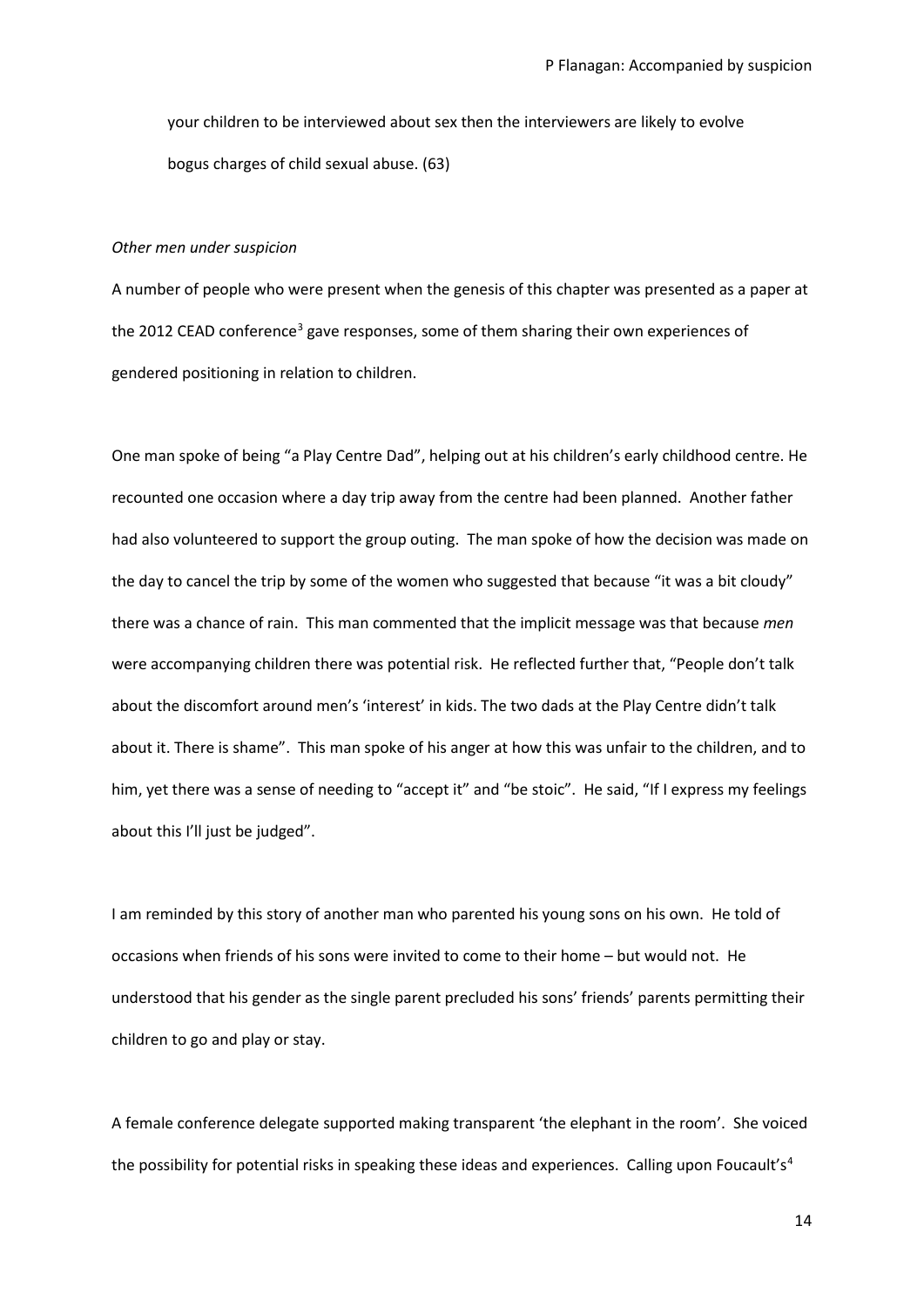your children to be interviewed about sex then the interviewers are likely to evolve bogus charges of child sexual abuse. (63)

*Other men under suspicion*

A number of people who were present when the genesis of this chapter was presented as a paper at the 2012 CEAD conference[3] gave responses, some of them sharing their own experiences of gendered positioning in relation to children.

One man spoke of being "a Play Centre Dad", helping out at his children's early childhood centre. He recounted one occasion where a day trip away from the centre had been planned. Another father had also volunteered to support the group outing. The man spoke of how the decision was made on the day to cancel the trip by some of the women who suggested that because "it was a bit cloudy" there was a chance of rain. This man commented that the implicit message was that because *men* were accompanying children there was potential risk. He reflected further that, "People don't talk about the discomfort around men's 'interest' in kids. The two dads at the Play Centre didn't talk about it. There is shame". This man spoke of his anger at how this was unfair to the children, and to him, yet there was a sense of needing to "accept it" and "be stoic". He said, "If I express my feelings about this I'll just be judged".

I am reminded by this story of another man who parented his young sons on his own. He told of occasions when friends of his sons were invited to come to their home – but would not. He understood that his gender as the single parent precluded his sons' friends' parents permitting their children to go and play or stay.

A female conference delegate supported making transparent 'the elephant in the room'. She voiced the possibility for potential risks in speaking these ideas and experiences. Calling upon Foucault's[4]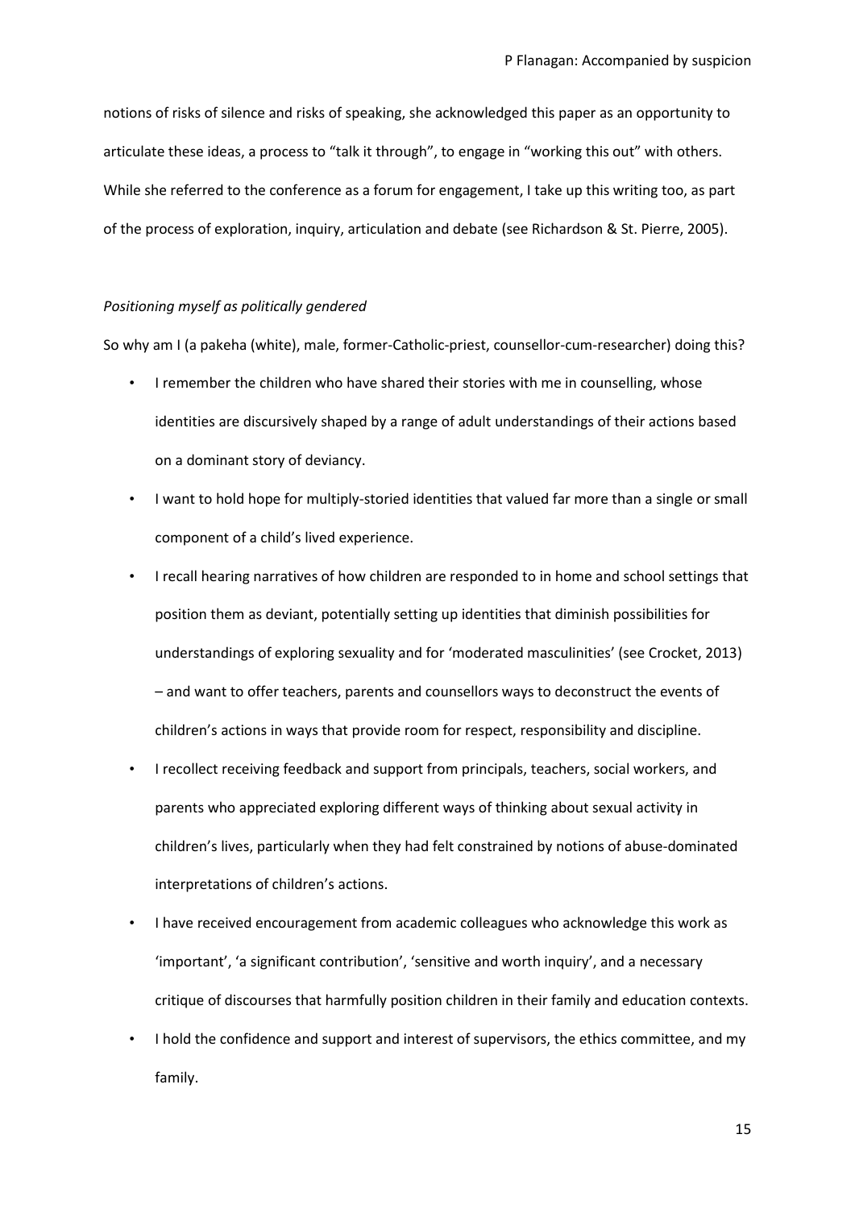notions of risks of silence and risks of speaking, she acknowledged this paper as an opportunity to articulate these ideas, a process to "talk it through", to engage in "working this out" with others. While she referred to the conference as a forum for engagement, I take up this writing too, as part of the process of exploration, inquiry, articulation and debate (see Richardson & St. Pierre, 2005).

*Positioning myself as politically gendered*

So why am I (a pakeha (white), male, former-Catholic-priest, counsellor-cum-researcher) doing this?

- I remember the children who have shared their stories with me in counselling, whose identities are discursively shaped by a range of adult understandings of their actions based on a dominant story of deviancy.
- I want to hold hope for multiply-storied identities that valued far more than a single or small component of a child's lived experience.
- I recall hearing narratives of how children are responded to in home and school settings that position them as deviant, potentially setting up identities that diminish possibilities for understandings of exploring sexuality and for 'moderated masculinities' (see Crocket, 2013) – and want to offer teachers, parents and counsellors ways to deconstruct the events of children's actions in ways that provide room for respect, responsibility and discipline.
- I recollect receiving feedback and support from principals, teachers, social workers, and parents who appreciated exploring different ways of thinking about sexual activity in children's lives, particularly when they had felt constrained by notions of abuse-dominated interpretations of children's actions.
- I have received encouragement from academic colleagues who acknowledge this work as 'important', 'a significant contribution', 'sensitive and worth inquiry', and a necessary critique of discourses that harmfully position children in their family and education contexts.
- I hold the confidence and support and interest of supervisors, the ethics committee, and my family.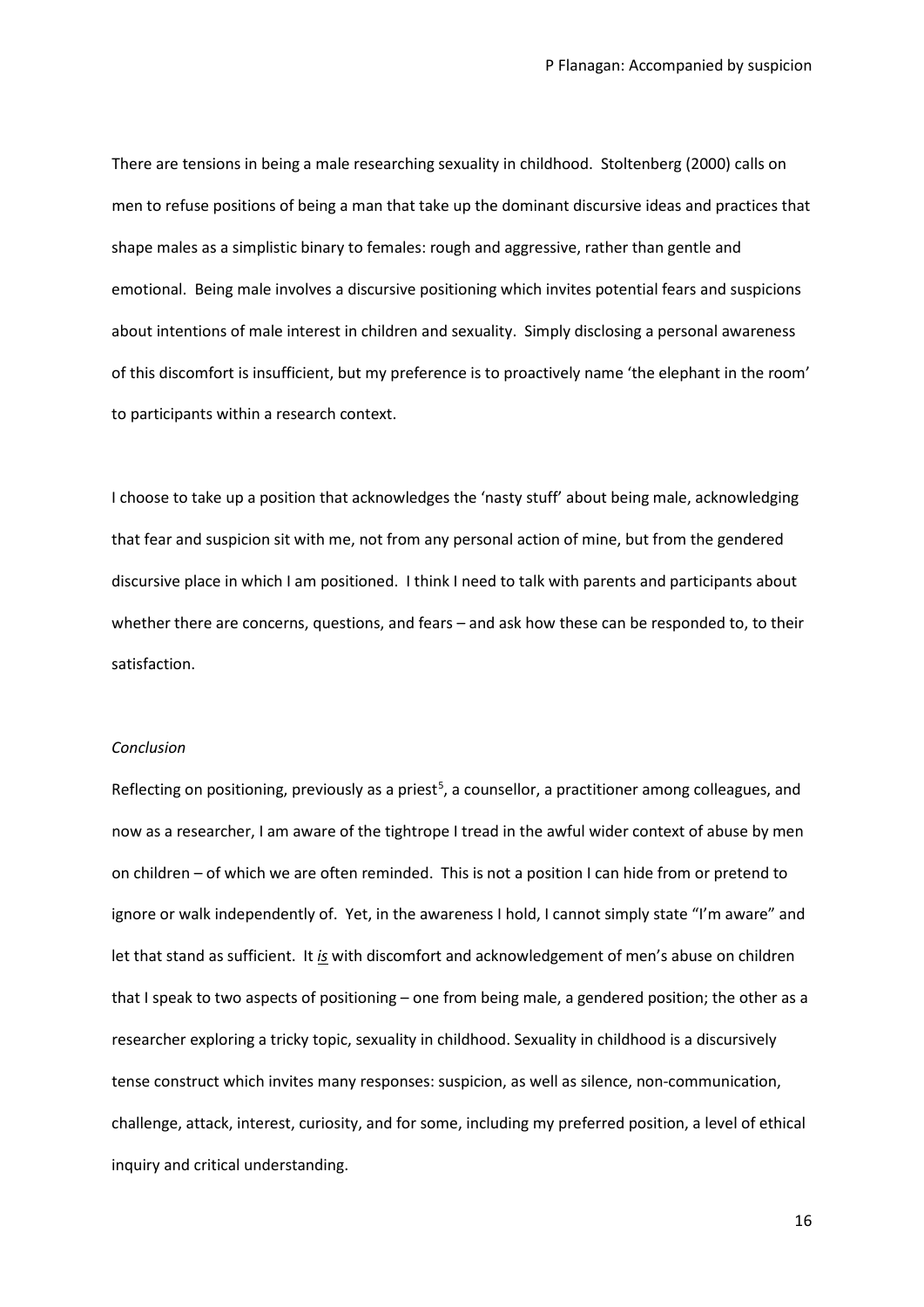There are tensions in being a male researching sexuality in childhood. Stoltenberg (2000) calls on men to refuse positions of being a man that take up the dominant discursive ideas and practices that shape males as a simplistic binary to females: rough and aggressive, rather than gentle and emotional. Being male involves a discursive positioning which invites potential fears and suspicions about intentions of male interest in children and sexuality. Simply disclosing a personal awareness of this discomfort is insufficient, but my preference is to proactively name 'the elephant in the room' to participants within a research context.

I choose to take up a position that acknowledges the 'nasty stuff' about being male, acknowledging that fear and suspicion sit with me, not from any personal action of mine, but from the gendered discursive place in which I am positioned. I think I need to talk with parents and participants about whether there are concerns, questions, and fears – and ask how these can be responded to, to their satisfaction.

*Conclusion*

Reflecting on positioning, previously as a priest[5], a counsellor, a practitioner among colleagues, and now as a researcher, I am aware of the tightrope I tread in the awful wider context of abuse by men on children – of which we are often reminded. This is not a position I can hide from or pretend to ignore or walk independently of. Yet, in the awareness I hold, I cannot simply state "I'm aware" and let that stand as sufficient. It ***is*** with discomfort and acknowledgement of men's abuse on children that I speak to two aspects of positioning – one from being male, a gendered position; the other as a researcher exploring a tricky topic, sexuality in childhood. Sexuality in childhood is a discursively tense construct which invites many responses: suspicion, as well as silence, non-communication, challenge, attack, interest, curiosity, and for some, including my preferred position, a level of ethical inquiry and critical understanding.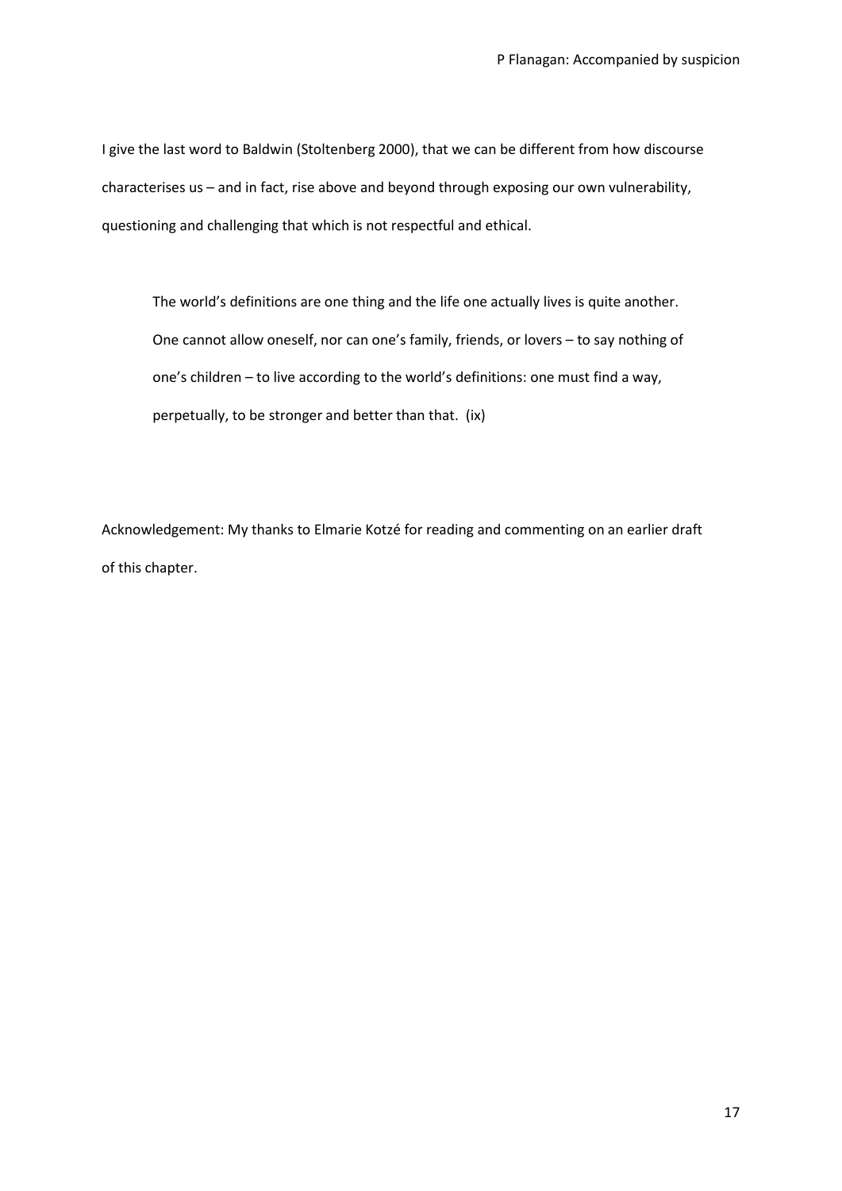I give the last word to Baldwin (Stoltenberg 2000), that we can be different from how discourse characterises us – and in fact, rise above and beyond through exposing our own vulnerability, questioning and challenging that which is not respectful and ethical.

> The world's definitions are one thing and the life one actually lives is quite another. One cannot allow oneself, nor can one's family, friends, or lovers – to say nothing of one's children – to live according to the world's definitions: one must find a way, perpetually, to be stronger and better than that. (ix)

Acknowledgement: My thanks to Elmarie Kotzé for reading and commenting on an earlier draft of this chapter.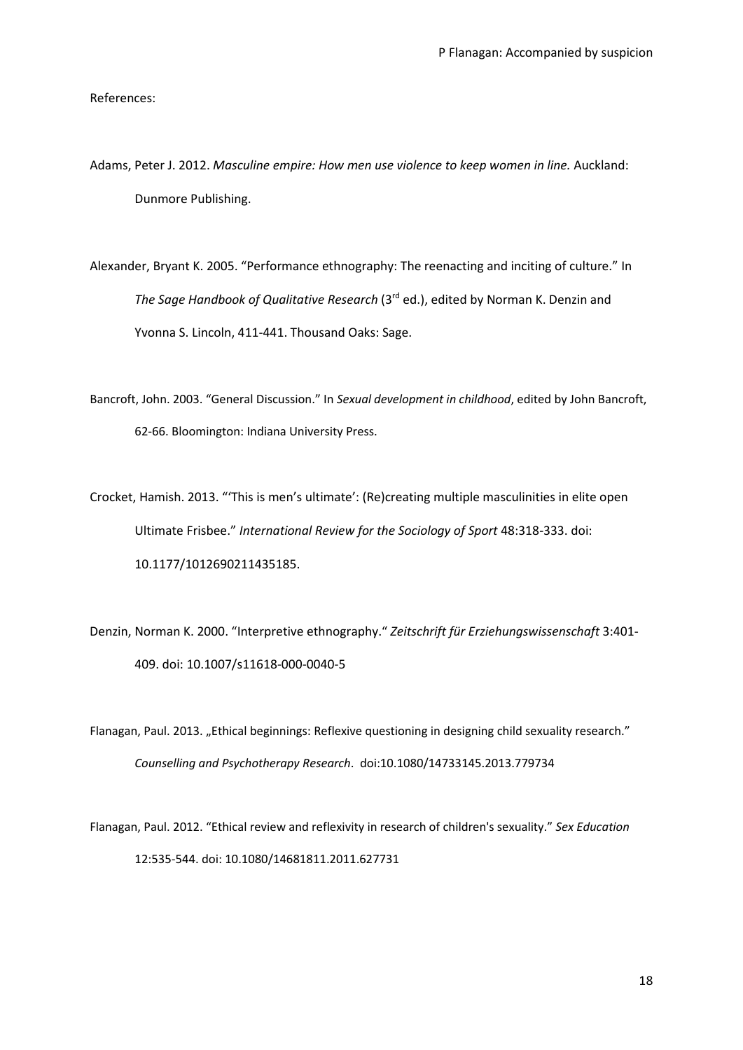References:

Adams, Peter J. 2012. *Masculine empire: How men use violence to keep women in line.* Auckland: Dunmore Publishing.

Alexander, Bryant K. 2005. "Performance ethnography: The reenacting and inciting of culture." In *The Sage Handbook of Qualitative Research* (3rd ed.), edited by Norman K. Denzin and Yvonna S. Lincoln, 411-441. Thousand Oaks: Sage.

Bancroft, John. 2003. "General Discussion." In *Sexual development in childhood*, edited by John Bancroft, 62-66. Bloomington: Indiana University Press.

Crocket, Hamish. 2013. "'This is men's ultimate': (Re)creating multiple masculinities in elite open Ultimate Frisbee." *International Review for the Sociology of Sport* 48:318-333. doi: 10.1177/1012690211435185.

Denzin, Norman K. 2000. "Interpretive ethnography." *Zeitschrift für Erziehungswissenschaft* 3:401-409. doi: 10.1007/s11618-000-0040-5

Flanagan, Paul. 2013. „Ethical beginnings: Reflexive questioning in designing child sexuality research." *Counselling and Psychotherapy Research*. doi:10.1080/14733145.2013.779734

Flanagan, Paul. 2012. "Ethical review and reflexivity in research of children's sexuality." *Sex Education* 12:535-544. doi: 10.1080/14681811.2011.627731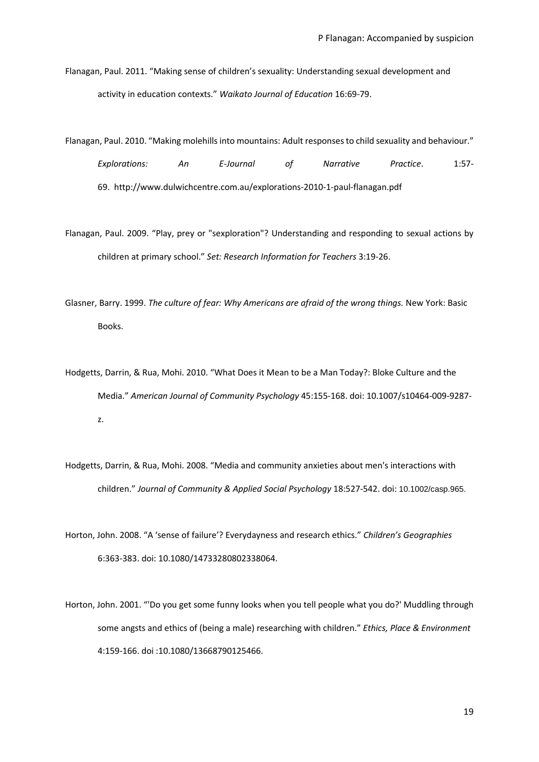Flanagan, Paul. 2011. "Making sense of children's sexuality: Understanding sexual development and activity in education contexts." *Waikato Journal of Education* 16:69-79.

Flanagan, Paul. 2010. "Making molehills into mountains: Adult responses to child sexuality and behaviour." *Explorations: An E-Journal of Narrative Practice*. 1:57-69. http://www.dulwichcentre.com.au/explorations-2010-1-paul-flanagan.pdf

Flanagan, Paul. 2009. "Play, prey or "sexploration"? Understanding and responding to sexual actions by children at primary school." *Set: Research Information for Teachers* 3:19-26.

Glasner, Barry. 1999. *The culture of fear: Why Americans are afraid of the wrong things.* New York: Basic Books.

Hodgetts, Darrin, & Rua, Mohi. 2010. "What Does it Mean to be a Man Today?: Bloke Culture and the Media." *American Journal of Community Psychology* 45:155-168. doi: 10.1007/s10464-009-9287-z.

Hodgetts, Darrin, & Rua, Mohi. 2008. "Media and community anxieties about men's interactions with children." *Journal of Community & Applied Social Psychology* 18:527-542. doi: 10.1002/casp.965.

Horton, John. 2008. "A 'sense of failure'? Everydayness and research ethics." *Children's Geographies* 6:363-383. doi: 10.1080/14733280802338064.

Horton, John. 2001. "'Do you get some funny looks when you tell people what you do?' Muddling through some angsts and ethics of (being a male) researching with children." *Ethics, Place & Environment* 4:159-166. doi :10.1080/13668790125466.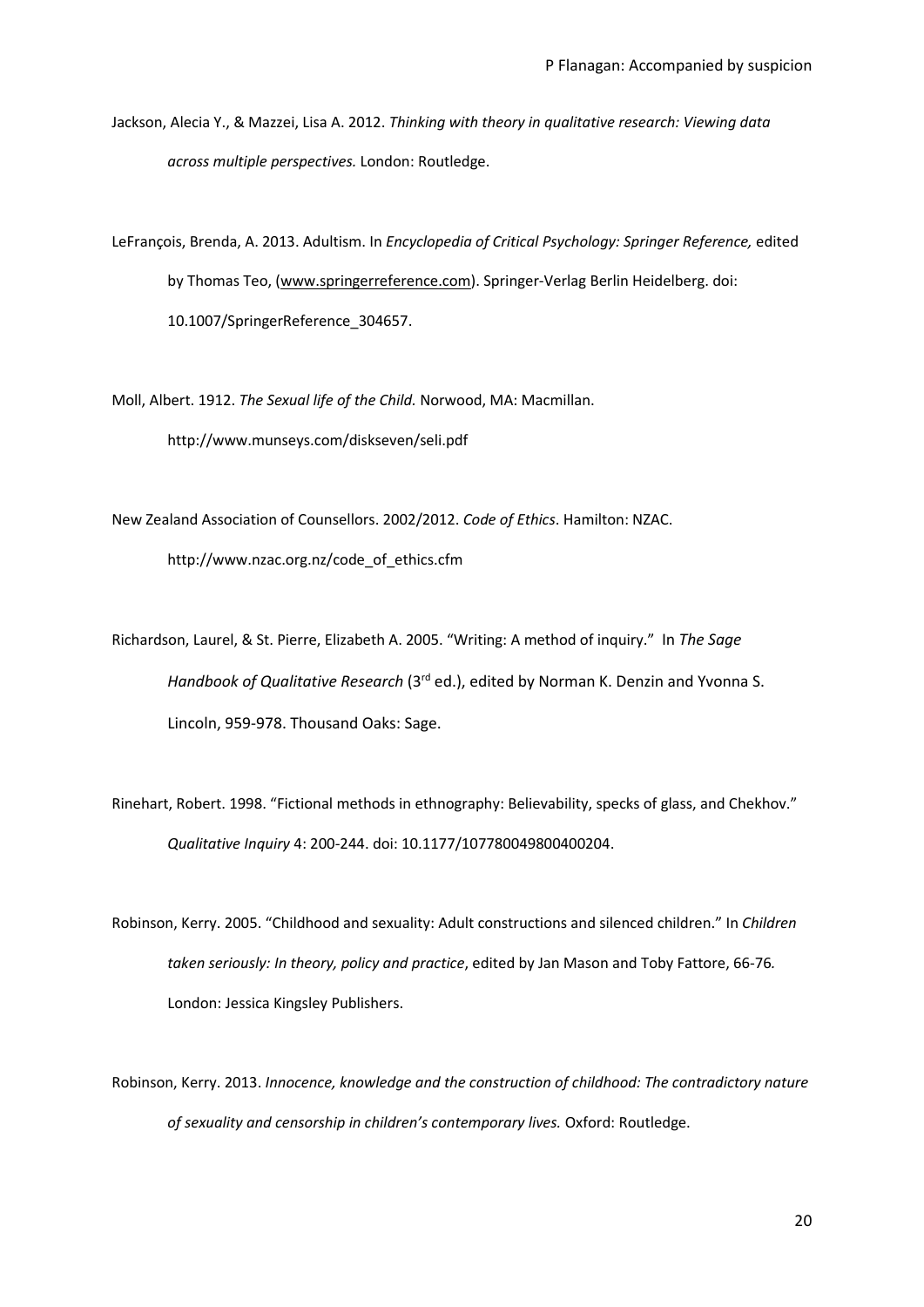Jackson, Alecia Y., & Mazzei, Lisa A. 2012. *Thinking with theory in qualitative research: Viewing data across multiple perspectives.* London: Routledge.

LeFrançois, Brenda, A. 2013. Adultism. In *Encyclopedia of Critical Psychology: Springer Reference,* edited by Thomas Teo, (www.springerreference.com). Springer-Verlag Berlin Heidelberg. doi: 10.1007/SpringerReference_304657.

Moll, Albert. 1912. *The Sexual life of the Child.* Norwood, MA: Macmillan. http://www.munseys.com/diskseven/seli.pdf

New Zealand Association of Counsellors. 2002/2012. *Code of Ethics*. Hamilton: NZAC. http://www.nzac.org.nz/code_of_ethics.cfm

Richardson, Laurel, & St. Pierre, Elizabeth A. 2005. "Writing: A method of inquiry." In *The Sage Handbook of Qualitative Research* (3rd ed.), edited by Norman K. Denzin and Yvonna S. Lincoln, 959-978. Thousand Oaks: Sage.

Rinehart, Robert. 1998. "Fictional methods in ethnography: Believability, specks of glass, and Chekhov." *Qualitative Inquiry* 4: 200-244. doi: 10.1177/107780049800400204.

Robinson, Kerry. 2005. "Childhood and sexuality: Adult constructions and silenced children." In *Children taken seriously: In theory, policy and practice*, edited by Jan Mason and Toby Fattore, 66-76. London: Jessica Kingsley Publishers.

Robinson, Kerry. 2013. *Innocence, knowledge and the construction of childhood: The contradictory nature of sexuality and censorship in children's contemporary lives.* Oxford: Routledge.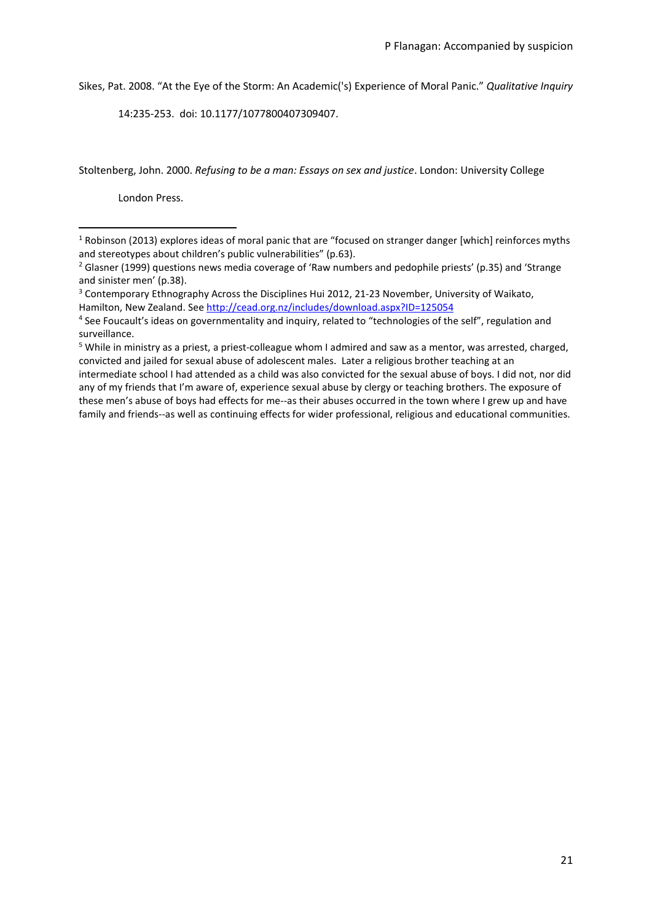Sikes, Pat. 2008. "At the Eye of the Storm: An Academic('s) Experience of Moral Panic." *Qualitative Inquiry* 14:235-253. doi: 10.1177/1077800407309407.

Stoltenberg, John. 2000. *Refusing to be a man: Essays on sex and justice*. London: University College London Press.

---

[1] Robinson (2013) explores ideas of moral panic that are "focused on stranger danger [which] reinforces myths and stereotypes about children's public vulnerabilities" (p.63).

[2] Glasner (1999) questions news media coverage of 'Raw numbers and pedophile priests' (p.35) and 'Strange and sinister men' (p.38).

[3] Contemporary Ethnography Across the Disciplines Hui 2012, 21-23 November, University of Waikato, Hamilton, New Zealand. See http://cead.org.nz/includes/download.aspx?ID=125054

[4] See Foucault's ideas on governmentality and inquiry, related to "technologies of the self", regulation and surveillance.

[5] While in ministry as a priest, a priest-colleague whom I admired and saw as a mentor, was arrested, charged, convicted and jailed for sexual abuse of adolescent males. Later a religious brother teaching at an intermediate school I had attended as a child was also convicted for the sexual abuse of boys. I did not, nor did any of my friends that I'm aware of, experience sexual abuse by clergy or teaching brothers. The exposure of these men's abuse of boys had effects for me--as their abuses occurred in the town where I grew up and have family and friends--as well as continuing effects for wider professional, religious and educational communities.